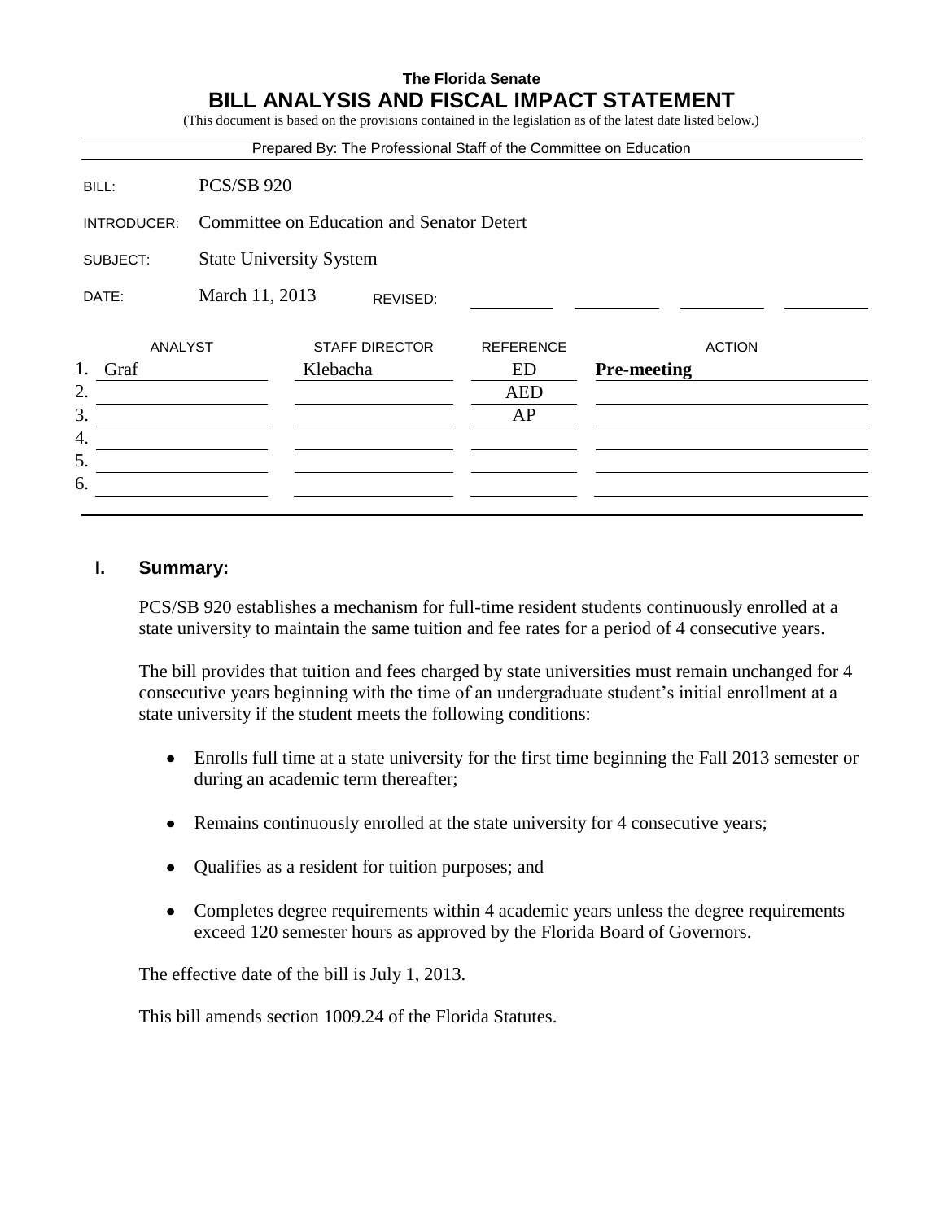**The Florida Senate**

# BILL ANALYSIS AND FISCAL IMPACT STATEMENT

(This document is based on the provisions contained in the legislation as of the latest date listed below.)

Prepared By: The Professional Staff of the Committee on Education

| | |
|---|---|
| BILL: | PCS/SB 920 |
| INTRODUCER: | Committee on Education and Senator Detert |
| SUBJECT: | State University System |
| DATE: | March 11, 2013 REVISED: |

| | ANALYST | STAFF DIRECTOR | REFERENCE | ACTION |
|---|---|---|---|---|
| 1. | Graf | Klebacha | ED | **Pre-meeting** |
| 2. | | | AED | |
| 3. | | | AP | |
| 4. | | | | |
| 5. | | | | |
| 6. | | | | |

## I. Summary:

PCS/SB 920 establishes a mechanism for full-time resident students continuously enrolled at a state university to maintain the same tuition and fee rates for a period of 4 consecutive years.

The bill provides that tuition and fees charged by state universities must remain unchanged for 4 consecutive years beginning with the time of an undergraduate student's initial enrollment at a state university if the student meets the following conditions:

- Enrolls full time at a state university for the first time beginning the Fall 2013 semester or during an academic term thereafter;
- Remains continuously enrolled at the state university for 4 consecutive years;
- Qualifies as a resident for tuition purposes; and
- Completes degree requirements within 4 academic years unless the degree requirements exceed 120 semester hours as approved by the Florida Board of Governors.

The effective date of the bill is July 1, 2013.

This bill amends section 1009.24 of the Florida Statutes.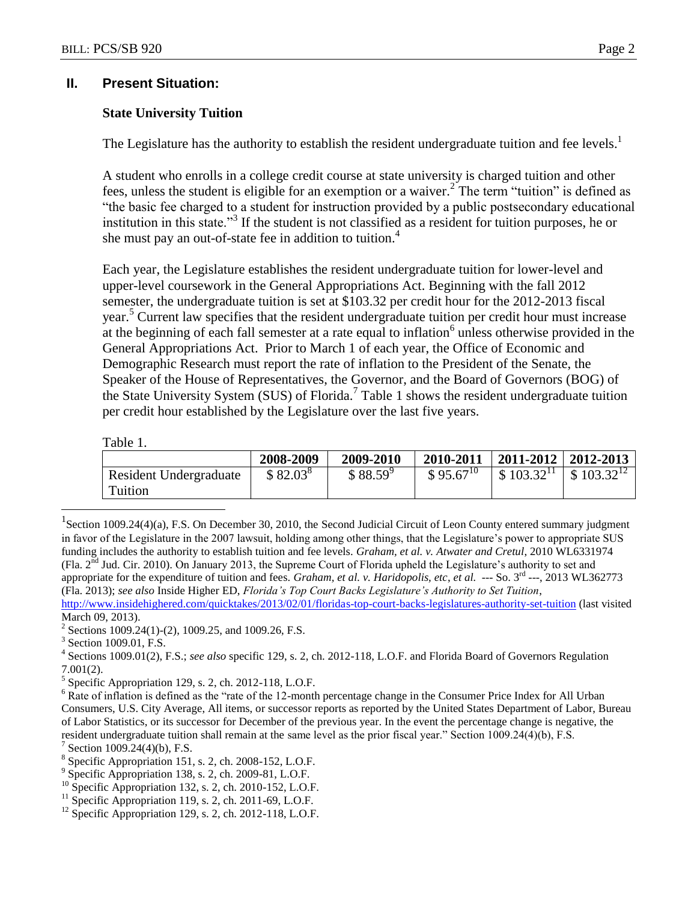## II. Present Situation:

### State University Tuition

The Legislature has the authority to establish the resident undergraduate tuition and fee levels.[1]

A student who enrolls in a college credit course at state university is charged tuition and other fees, unless the student is eligible for an exemption or a waiver.[2] The term "tuition" is defined as "the basic fee charged to a student for instruction provided by a public postsecondary educational institution in this state."[3] If the student is not classified as a resident for tuition purposes, he or she must pay an out-of-state fee in addition to tuition.[4]

Each year, the Legislature establishes the resident undergraduate tuition for lower-level and upper-level coursework in the General Appropriations Act. Beginning with the fall 2012 semester, the undergraduate tuition is set at $103.32 per credit hour for the 2012-2013 fiscal year.[5] Current law specifies that the resident undergraduate tuition per credit hour must increase at the beginning of each fall semester at a rate equal to inflation[6] unless otherwise provided in the General Appropriations Act. Prior to March 1 of each year, the Office of Economic and Demographic Research must report the rate of inflation to the President of the Senate, the Speaker of the House of Representatives, the Governor, and the Board of Governors (BOG) of the State University System (SUS) of Florida.[7] Table 1 shows the resident undergraduate tuition per credit hour established by the Legislature over the last five years.

Table 1.

| | 2008-2009 | 2009-2010 | 2010-2011 | 2011-2012 | 2012-2013 |
|---|---|---|---|---|---|
| Resident Undergraduate Tuition | $ 82.03[8] | $ 88.59[9] | $ 95.67[10] | $ 103.32[11] | $ 103.32[12] |

---

[1] Section 1009.24(4)(a), F.S. On December 30, 2010, the Second Judicial Circuit of Leon County entered summary judgment in favor of the Legislature in the 2007 lawsuit, holding among other things, that the Legislature's power to appropriate SUS funding includes the authority to establish tuition and fee levels. *Graham, et al. v. Atwater and Cretul*, 2010 WL6331974 (Fla. 2nd Jud. Cir. 2010). On January 2013, the Supreme Court of Florida upheld the Legislature's authority to set and appropriate for the expenditure of tuition and fees. *Graham, et al. v. Haridopolis, etc, et al.* --- So. 3rd ---, 2013 WL362773 (Fla. 2013); *see also* Inside Higher ED, *Florida's Top Court Backs Legislature's Authority to Set Tuition*, http://www.insidehighered.com/quicktakes/2013/02/01/floridas-top-court-backs-legislatures-authority-set-tuition (last visited March 09, 2013).

[2] Sections 1009.24(1)-(2), 1009.25, and 1009.26, F.S.

[3] Section 1009.01, F.S.

[4] Sections 1009.01(2), F.S.; *see also* specific 129, s. 2, ch. 2012-118, L.O.F. and Florida Board of Governors Regulation 7.001(2).

[5] Specific Appropriation 129, s. 2, ch. 2012-118, L.O.F.

[6] Rate of inflation is defined as the "rate of the 12-month percentage change in the Consumer Price Index for All Urban Consumers, U.S. City Average, All items, or successor reports as reported by the United States Department of Labor, Bureau of Labor Statistics, or its successor for December of the previous year. In the event the percentage change is negative, the resident undergraduate tuition shall remain at the same level as the prior fiscal year." Section 1009.24(4)(b), F.S.

[7] Section 1009.24(4)(b), F.S.

[8] Specific Appropriation 151, s. 2, ch. 2008-152, L.O.F.

[9] Specific Appropriation 138, s. 2, ch. 2009-81, L.O.F.

[10] Specific Appropriation 132, s. 2, ch. 2010-152, L.O.F.

[11] Specific Appropriation 119, s. 2, ch. 2011-69, L.O.F.

[12] Specific Appropriation 129, s. 2, ch. 2012-118, L.O.F.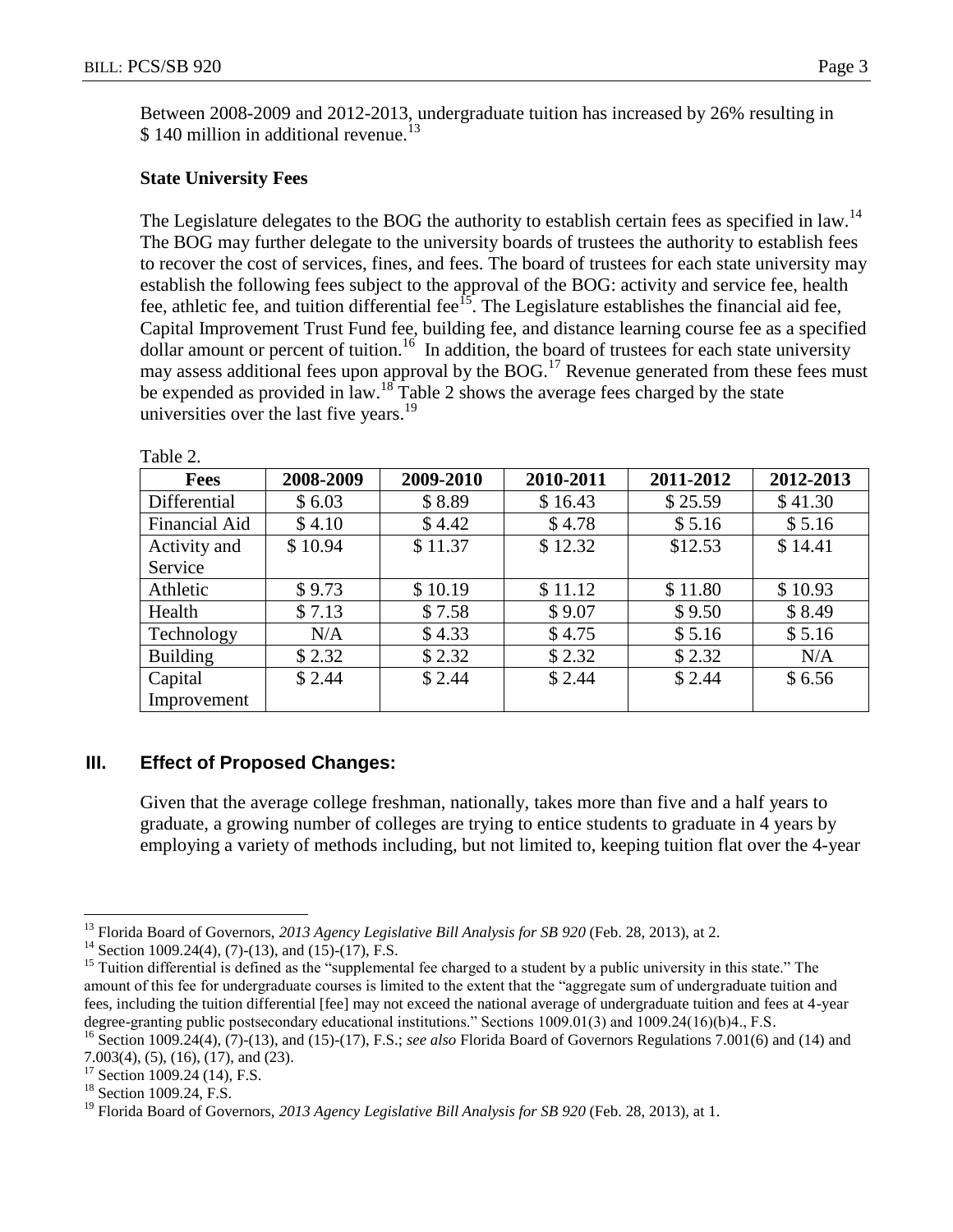Between 2008-2009 and 2012-2013, undergraduate tuition has increased by 26% resulting in $ 140 million in additional revenue.[13]

### State University Fees

The Legislature delegates to the BOG the authority to establish certain fees as specified in law.[14] The BOG may further delegate to the university boards of trustees the authority to establish fees to recover the cost of services, fines, and fees. The board of trustees for each state university may establish the following fees subject to the approval of the BOG: activity and service fee, health fee, athletic fee, and tuition differential fee[15]. The Legislature establishes the financial aid fee, Capital Improvement Trust Fund fee, building fee, and distance learning course fee as a specified dollar amount or percent of tuition.[16] In addition, the board of trustees for each state university may assess additional fees upon approval by the BOG.[17] Revenue generated from these fees must be expended as provided in law.[18] Table 2 shows the average fees charged by the state universities over the last five years.[19]

Table 2.

| Fees | 2008-2009 | 2009-2010 | 2010-2011 | 2011-2012 | 2012-2013 |
|---|---|---|---|---|---|
| Differential | $ 6.03 | $ 8.89 | $ 16.43 | $ 25.59 | $ 41.30 |
| Financial Aid | $ 4.10 | $ 4.42 | $ 4.78 | $ 5.16 | $ 5.16 |
| Activity and Service | $ 10.94 | $ 11.37 | $ 12.32 | $12.53 | $ 14.41 |
| Athletic | $ 9.73 | $ 10.19 | $ 11.12 | $ 11.80 | $ 10.93 |
| Health | $ 7.13 | $ 7.58 | $ 9.07 | $ 9.50 | $ 8.49 |
| Technology | N/A | $ 4.33 | $ 4.75 | $ 5.16 | $ 5.16 |
| Building | $ 2.32 | $ 2.32 | $ 2.32 | $ 2.32 | N/A |
| Capital Improvement | $ 2.44 | $ 2.44 | $ 2.44 | $ 2.44 | $ 6.56 |

## III. Effect of Proposed Changes:

Given that the average college freshman, nationally, takes more than five and a half years to graduate, a growing number of colleges are trying to entice students to graduate in 4 years by employing a variety of methods including, but not limited to, keeping tuition flat over the 4-year

---

[13] Florida Board of Governors, *2013 Agency Legislative Bill Analysis for SB 920* (Feb. 28, 2013), at 2.

[14] Section 1009.24(4), (7)-(13), and (15)-(17), F.S.

[15] Tuition differential is defined as the "supplemental fee charged to a student by a public university in this state." The amount of this fee for undergraduate courses is limited to the extent that the "aggregate sum of undergraduate tuition and fees, including the tuition differential [fee] may not exceed the national average of undergraduate tuition and fees at 4-year degree-granting public postsecondary educational institutions." Sections 1009.01(3) and 1009.24(16)(b)4., F.S.

[16] Section 1009.24(4), (7)-(13), and (15)-(17), F.S.; *see also* Florida Board of Governors Regulations 7.001(6) and (14) and 7.003(4), (5), (16), (17), and (23).

[17] Section 1009.24 (14), F.S.

[18] Section 1009.24, F.S.

[19] Florida Board of Governors, *2013 Agency Legislative Bill Analysis for SB 920* (Feb. 28, 2013), at 1.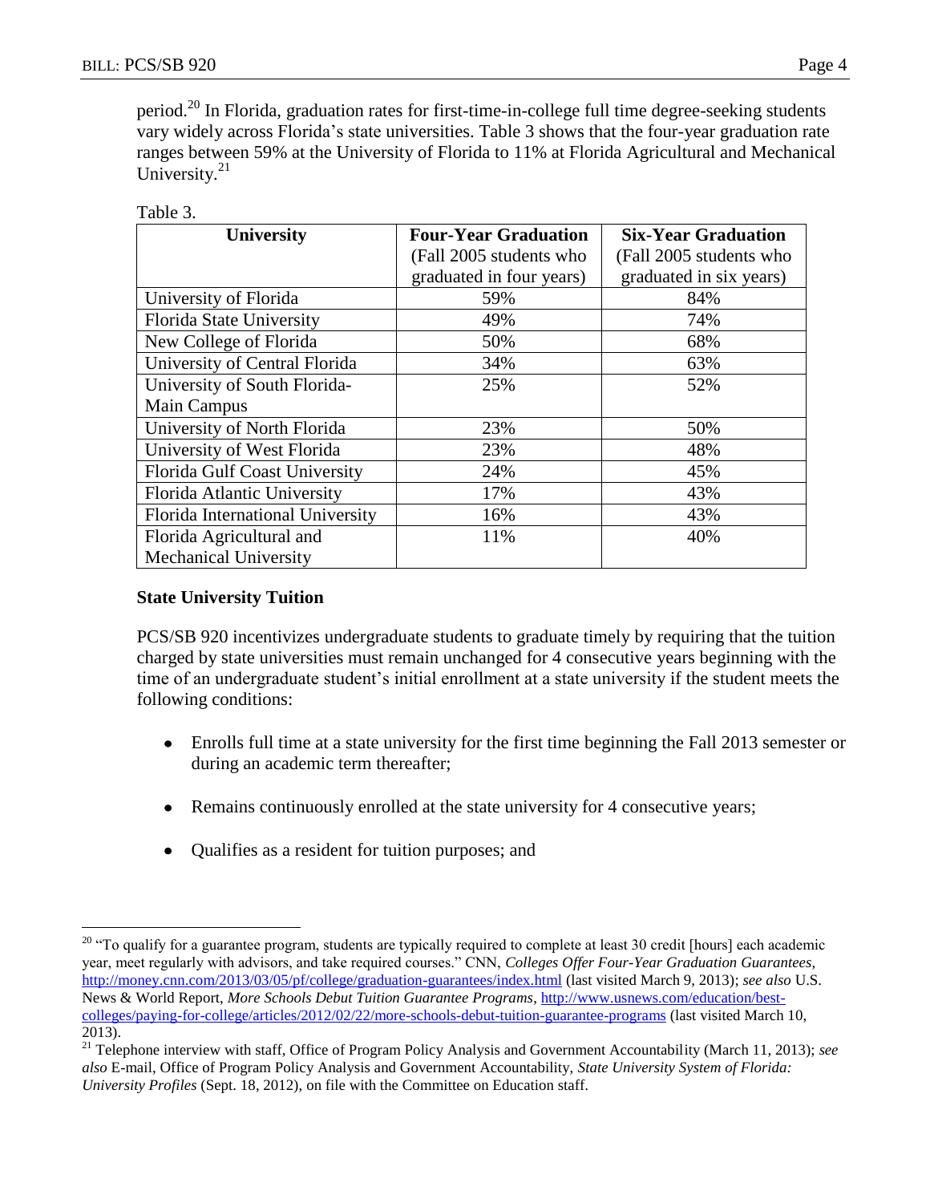period.[20] In Florida, graduation rates for first-time-in-college full time degree-seeking students vary widely across Florida's state universities. Table 3 shows that the four-year graduation rate ranges between 59% at the University of Florida to 11% at Florida Agricultural and Mechanical University.[21]

Table 3.

| University | **Four-Year Graduation** (Fall 2005 students who graduated in four years) | **Six-Year Graduation** (Fall 2005 students who graduated in six years) |
|---|---|---|
| University of Florida | 59% | 84% |
| Florida State University | 49% | 74% |
| New College of Florida | 50% | 68% |
| University of Central Florida | 34% | 63% |
| University of South Florida-Main Campus | 25% | 52% |
| University of North Florida | 23% | 50% |
| University of West Florida | 23% | 48% |
| Florida Gulf Coast University | 24% | 45% |
| Florida Atlantic University | 17% | 43% |
| Florida International University | 16% | 43% |
| Florida Agricultural and Mechanical University | 11% | 40% |

**State University Tuition**

PCS/SB 920 incentivizes undergraduate students to graduate timely by requiring that the tuition charged by state universities must remain unchanged for 4 consecutive years beginning with the time of an undergraduate student's initial enrollment at a state university if the student meets the following conditions:

- Enrolls full time at a state university for the first time beginning the Fall 2013 semester or during an academic term thereafter;
- Remains continuously enrolled at the state university for 4 consecutive years;
- Qualifies as a resident for tuition purposes; and

[20] "To qualify for a guarantee program, students are typically required to complete at least 30 credit [hours] each academic year, meet regularly with advisors, and take required courses." CNN, *Colleges Offer Four-Year Graduation Guarantees*, http://money.cnn.com/2013/03/05/pf/college/graduation-guarantees/index.html (last visited March 9, 2013); *see also* U.S. News & World Report, *More Schools Debut Tuition Guarantee Programs*, http://www.usnews.com/education/best-colleges/paying-for-college/articles/2012/02/22/more-schools-debut-tuition-guarantee-programs (last visited March 10, 2013).

[21] Telephone interview with staff, Office of Program Policy Analysis and Government Accountability (March 11, 2013); *see also* E-mail, Office of Program Policy Analysis and Government Accountability, *State University System of Florida: University Profiles* (Sept. 18, 2012), on file with the Committee on Education staff.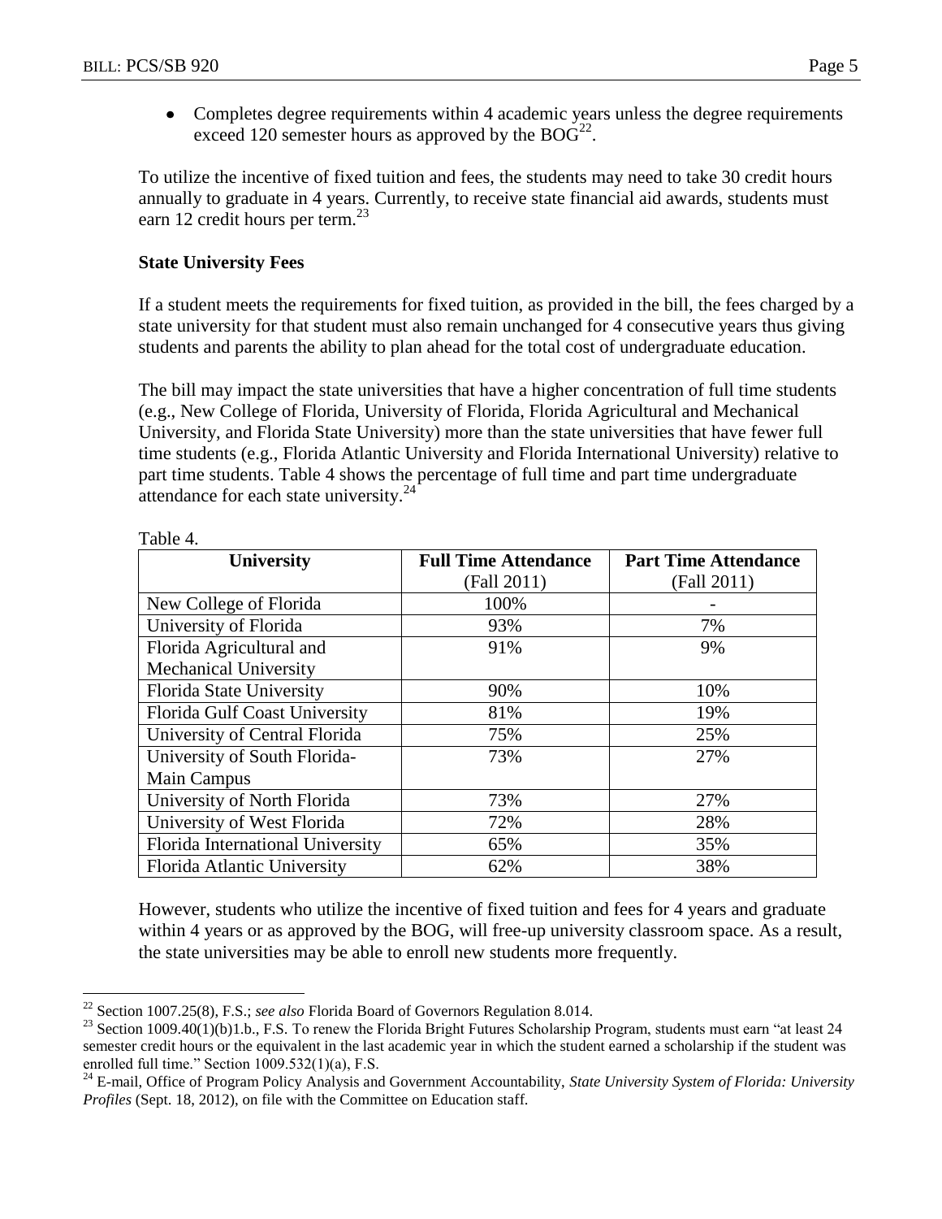- Completes degree requirements within 4 academic years unless the degree requirements exceed 120 semester hours as approved by the BOG[22].

To utilize the incentive of fixed tuition and fees, the students may need to take 30 credit hours annually to graduate in 4 years. Currently, to receive state financial aid awards, students must earn 12 credit hours per term.[23]

**State University Fees**

If a student meets the requirements for fixed tuition, as provided in the bill, the fees charged by a state university for that student must also remain unchanged for 4 consecutive years thus giving students and parents the ability to plan ahead for the total cost of undergraduate education.

The bill may impact the state universities that have a higher concentration of full time students (e.g., New College of Florida, University of Florida, Florida Agricultural and Mechanical University, and Florida State University) more than the state universities that have fewer full time students (e.g., Florida Atlantic University and Florida International University) relative to part time students. Table 4 shows the percentage of full time and part time undergraduate attendance for each state university.[24]

Table 4.

| University | Full Time Attendance (Fall 2011) | Part Time Attendance (Fall 2011) |
|---|---|---|
| New College of Florida | 100% | - |
| University of Florida | 93% | 7% |
| Florida Agricultural and Mechanical University | 91% | 9% |
| Florida State University | 90% | 10% |
| Florida Gulf Coast University | 81% | 19% |
| University of Central Florida | 75% | 25% |
| University of South Florida-Main Campus | 73% | 27% |
| University of North Florida | 73% | 27% |
| University of West Florida | 72% | 28% |
| Florida International University | 65% | 35% |
| Florida Atlantic University | 62% | 38% |

However, students who utilize the incentive of fixed tuition and fees for 4 years and graduate within 4 years or as approved by the BOG, will free-up university classroom space. As a result, the state universities may be able to enroll new students more frequently.

---

[22] Section 1007.25(8), F.S.; *see also* Florida Board of Governors Regulation 8.014.

[23] Section 1009.40(1)(b)1.b., F.S. To renew the Florida Bright Futures Scholarship Program, students must earn "at least 24 semester credit hours or the equivalent in the last academic year in which the student earned a scholarship if the student was enrolled full time." Section 1009.532(1)(a), F.S.

[24] E-mail, Office of Program Policy Analysis and Government Accountability, *State University System of Florida: University Profiles* (Sept. 18, 2012), on file with the Committee on Education staff.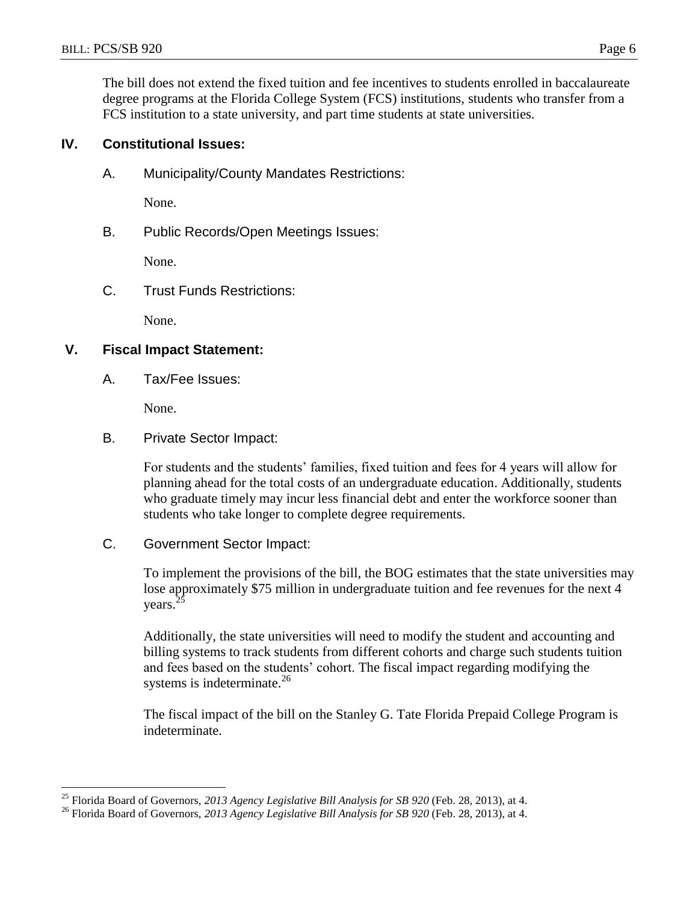The bill does not extend the fixed tuition and fee incentives to students enrolled in baccalaureate degree programs at the Florida College System (FCS) institutions, students who transfer from a FCS institution to a state university, and part time students at state universities.

## IV. Constitutional Issues:

A. Municipality/County Mandates Restrictions:

None.

B. Public Records/Open Meetings Issues:

None.

C. Trust Funds Restrictions:

None.

## V. Fiscal Impact Statement:

A. Tax/Fee Issues:

None.

B. Private Sector Impact:

For students and the students' families, fixed tuition and fees for 4 years will allow for planning ahead for the total costs of an undergraduate education. Additionally, students who graduate timely may incur less financial debt and enter the workforce sooner than students who take longer to complete degree requirements.

C. Government Sector Impact:

To implement the provisions of the bill, the BOG estimates that the state universities may lose approximately $75 million in undergraduate tuition and fee revenues for the next 4 years.[25]

Additionally, the state universities will need to modify the student and accounting and billing systems to track students from different cohorts and charge such students tuition and fees based on the students' cohort. The fiscal impact regarding modifying the systems is indeterminate.[26]

The fiscal impact of the bill on the Stanley G. Tate Florida Prepaid College Program is indeterminate.

---

[25] Florida Board of Governors, *2013 Agency Legislative Bill Analysis for SB 920* (Feb. 28, 2013), at 4.

[26] Florida Board of Governors, *2013 Agency Legislative Bill Analysis for SB 920* (Feb. 28, 2013), at 4.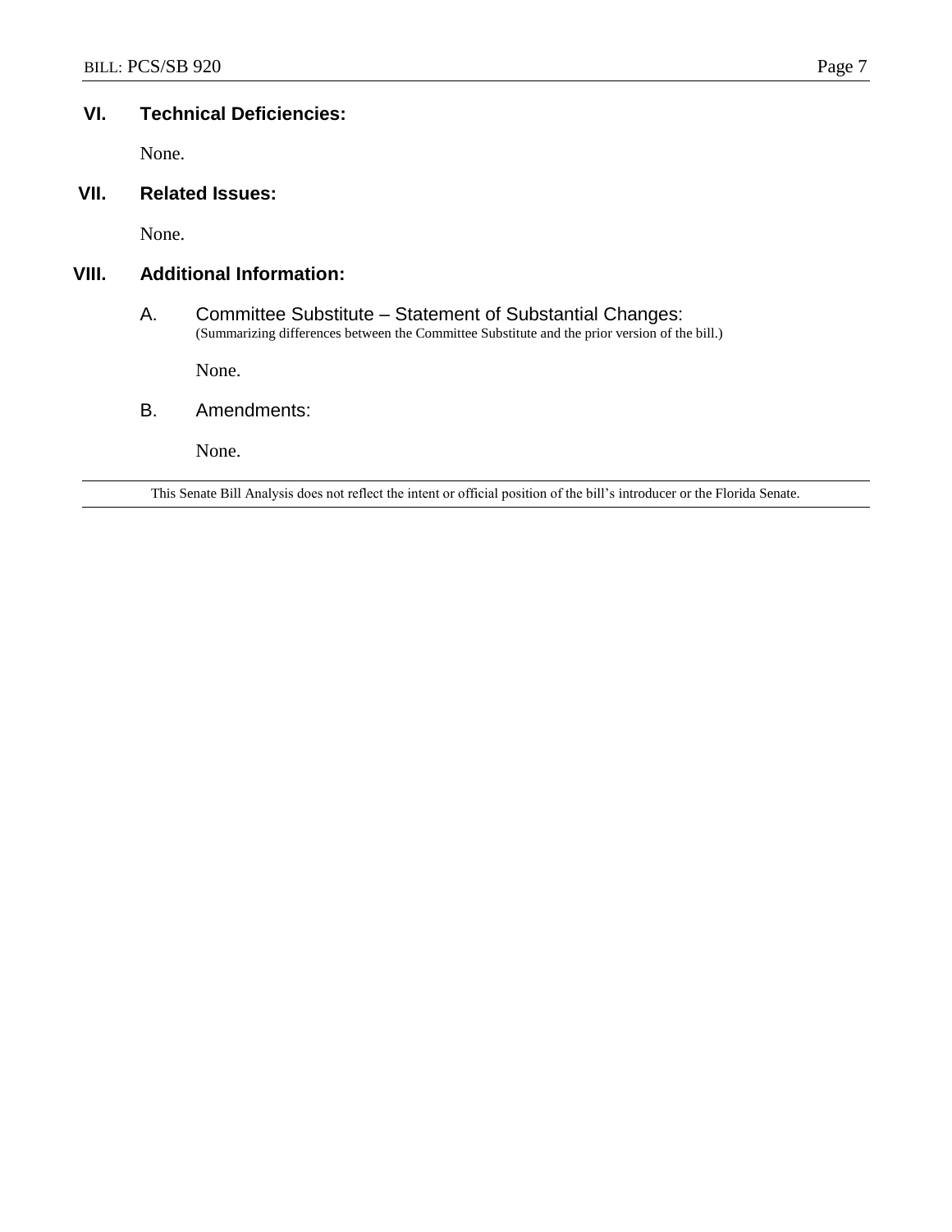## VI. Technical Deficiencies:

None.

## VII. Related Issues:

None.

## VIII. Additional Information:

### A. Committee Substitute – Statement of Substantial Changes:

(Summarizing differences between the Committee Substitute and the prior version of the bill.)

None.

### B. Amendments:

None.

---

This Senate Bill Analysis does not reflect the intent or official position of the bill's introducer or the Florida Senate.

---